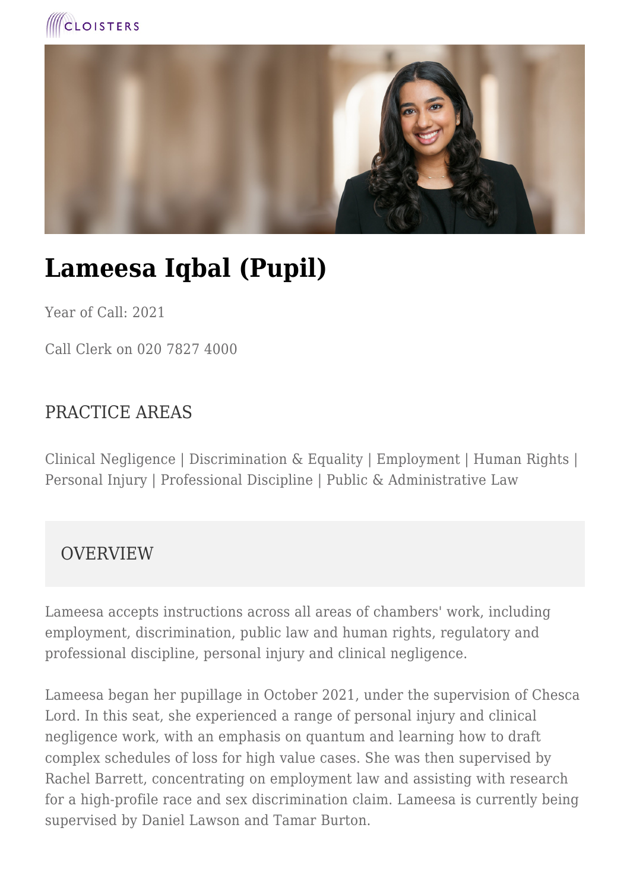CLOISTERS

# Lameesa Iqbal (Pupil)

Year of Call: 2021

Call Clerk on 020 7827 4000

## PRACTICE AREAS

Clinical Negligence | Discrimination & Equality | Employment | Human Rights | Personal Injury | Professional Discipline | Public & Administrative Law

## OVERVIEW

Lameesa accepts instructions across all areas of chambers' work, including employment, discrimination, public law and human rights, regulatory and professional discipline, personal injury and clinical negligence.

Lameesa began her pupillage in October 2021, under the supervision of Chesca Lord. In this seat, she experienced a range of personal injury and clinical negligence work, with an emphasis on quantum and learning how to draft complex schedules of loss for high value cases. She was then supervised by Rachel Barrett, concentrating on employment law and assisting with research for a high-profile race and sex discrimination claim. Lameesa is currently being supervised by Daniel Lawson and Tamar Burton.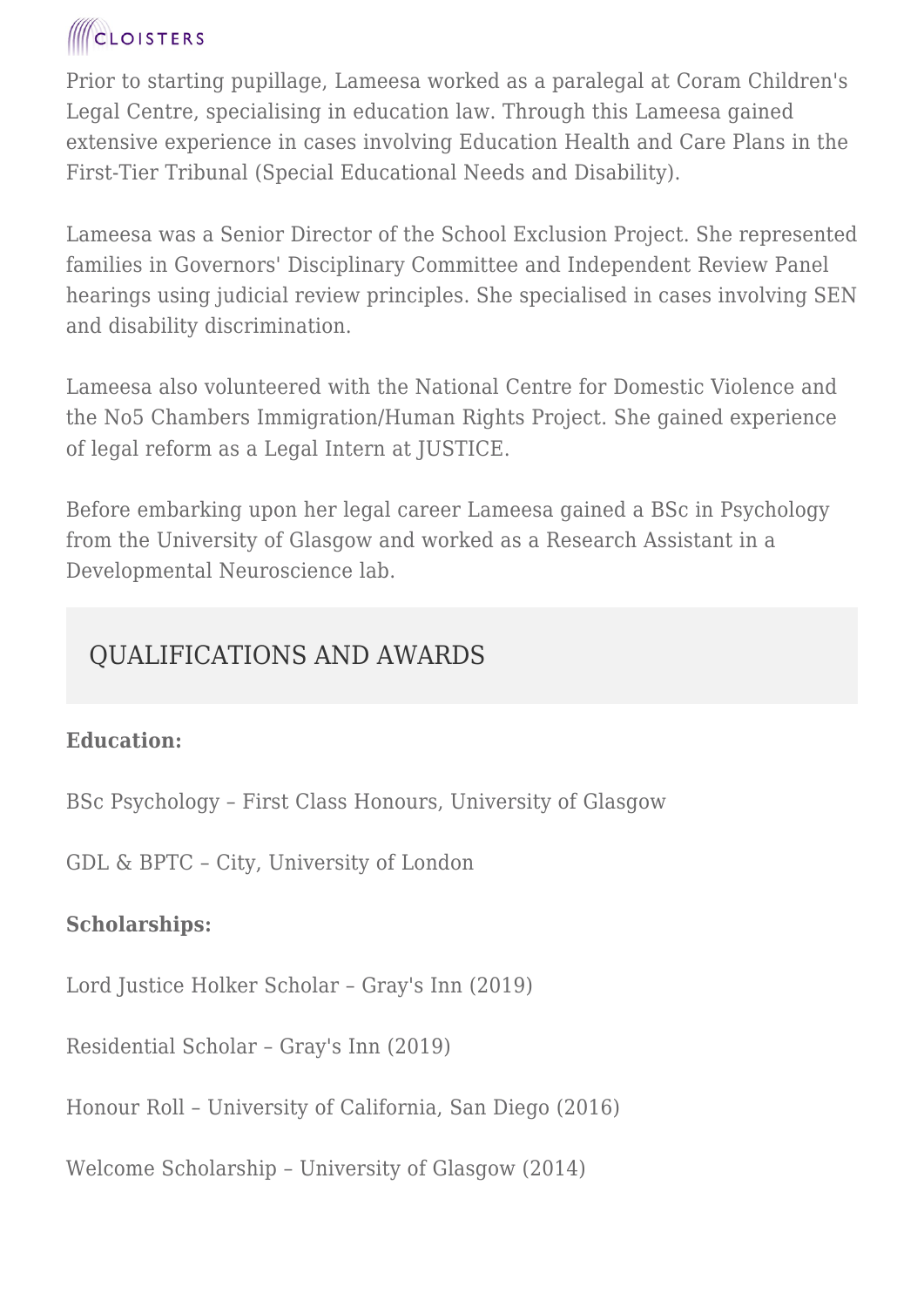Prior to starting pupillage, Lameesa worked as a paralegal at Coram Children's Legal Centre, specialising in education law. Through this Lameesa gained extensive experience in cases involving Education Health and Care Plans in the First-Tier Tribunal (Special Educational Needs and Disability).

Lameesa was a Senior Director of the School Exclusion Project. She represented families in Governors' Disciplinary Committee and Independent Review Panel hearings using judicial review principles. She specialised in cases involving SEN and disability discrimination.

Lameesa also volunteered with the National Centre for Domestic Violence and the No5 Chambers Immigration/Human Rights Project. She gained experience of legal reform as a Legal Intern at JUSTICE.

Before embarking upon her legal career Lameesa gained a BSc in Psychology from the University of Glasgow and worked as a Research Assistant in a Developmental Neuroscience lab.

## QUALIFICATIONS AND AWARDS

**Education:**

BSc Psychology – First Class Honours, University of Glasgow

GDL & BPTC – City, University of London

**Scholarships:**

Lord Justice Holker Scholar – Gray's Inn (2019)

Residential Scholar – Gray's Inn (2019)

Honour Roll – University of California, San Diego (2016)

Welcome Scholarship – University of Glasgow (2014)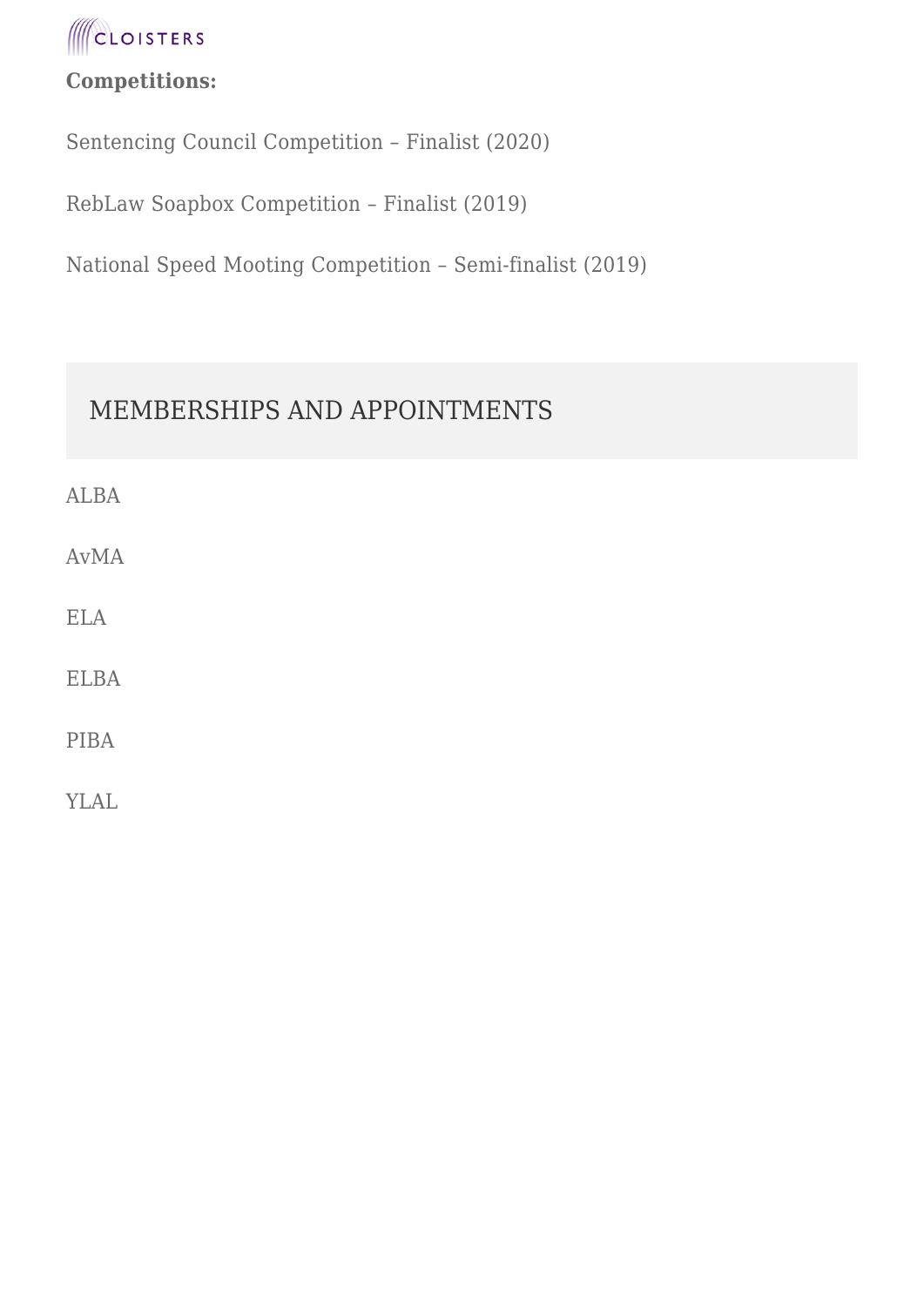**Competitions:**

Sentencing Council Competition – Finalist (2020)

RebLaw Soapbox Competition – Finalist (2019)

National Speed Mooting Competition – Semi-finalist (2019)

## MEMBERSHIPS AND APPOINTMENTS

ALBA

AvMA

ELA

ELBA

PIBA

YLAL